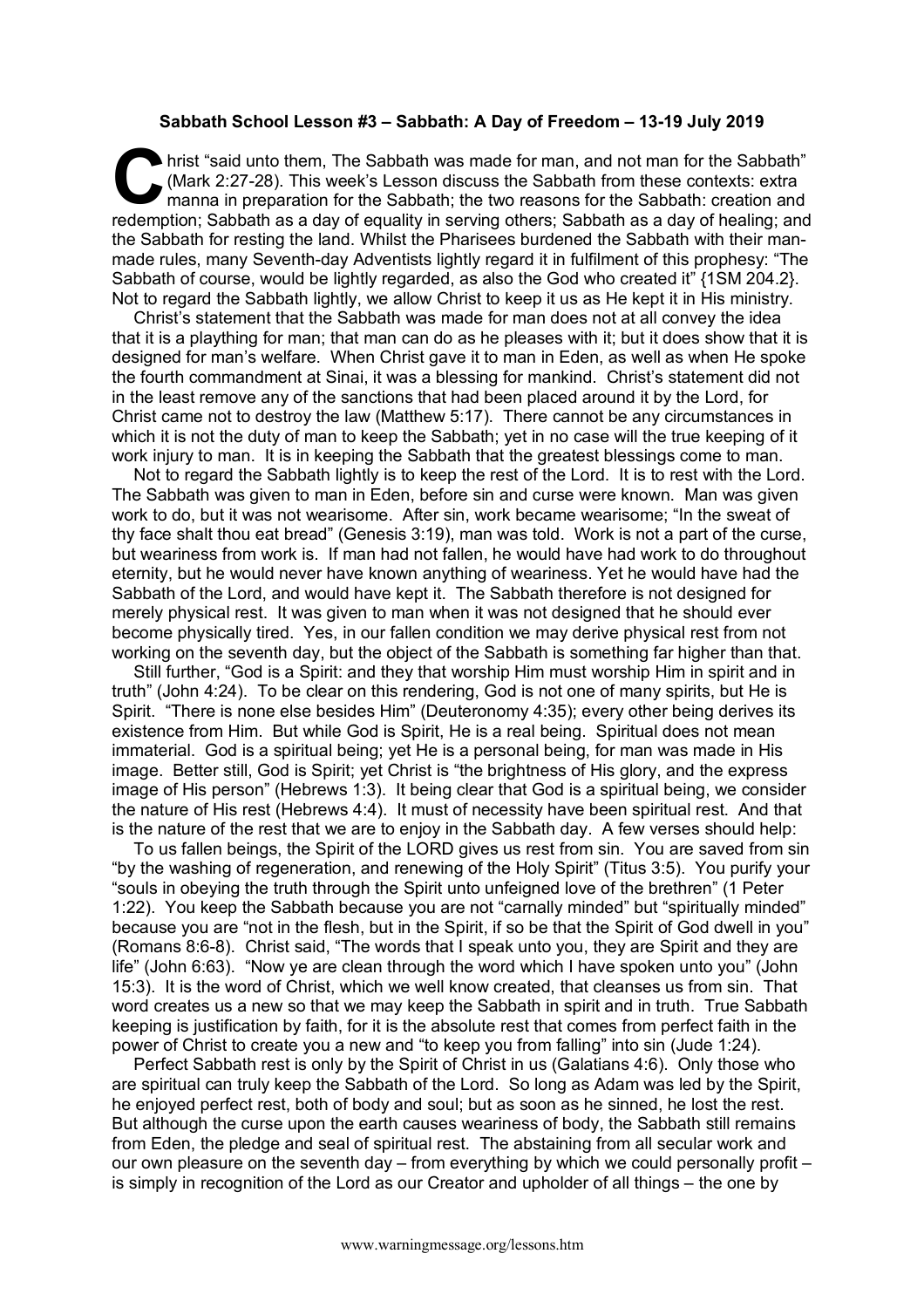**Sabbath School Lesson #3 – Sabbath: A Day of Freedom – 13-19 July 2019**

Christ "said unto them, The Sabbath was made for man, and not man for the Sabbath" (Mark 2:27-28). This week's Lesson discuss the Sabbath from these contexts: extra manna in preparation for the Sabbath; the two reasons for the Sabbath: creation and redemption; Sabbath as a day of equality in serving others; Sabbath as a day of healing; and the Sabbath for resting the land. Whilst the Pharisees burdened the Sabbath with their man-made rules, many Seventh-day Adventists lightly regard it in fulfilment of this prophesy: "The Sabbath of course, would be lightly regarded, as also the God who created it" {1SM 204.2}. Not to regard the Sabbath lightly, we allow Christ to keep it us as He kept it in His ministry.

Christ's statement that the Sabbath was made for man does not at all convey the idea that it is a plaything for man; that man can do as he pleases with it; but it does show that it is designed for man's welfare. When Christ gave it to man in Eden, as well as when He spoke the fourth commandment at Sinai, it was a blessing for mankind. Christ's statement did not in the least remove any of the sanctions that had been placed around it by the Lord, for Christ came not to destroy the law (Matthew 5:17). There cannot be any circumstances in which it is not the duty of man to keep the Sabbath; yet in no case will the true keeping of it work injury to man. It is in keeping the Sabbath that the greatest blessings come to man.

Not to regard the Sabbath lightly is to keep the rest of the Lord. It is to rest with the Lord. The Sabbath was given to man in Eden, before sin and curse were known. Man was given work to do, but it was not wearisome. After sin, work became wearisome; "In the sweat of thy face shalt thou eat bread" (Genesis 3:19), man was told. Work is not a part of the curse, but weariness from work is. If man had not fallen, he would have had work to do throughout eternity, but he would never have known anything of weariness. Yet he would have had the Sabbath of the Lord, and would have kept it. The Sabbath therefore is not designed for merely physical rest. It was given to man when it was not designed that he should ever become physically tired. Yes, in our fallen condition we may derive physical rest from not working on the seventh day, but the object of the Sabbath is something far higher than that.

Still further, "God is a Spirit: and they that worship Him must worship Him in spirit and in truth" (John 4:24). To be clear on this rendering, God is not one of many spirits, but He is Spirit. "There is none else besides Him" (Deuteronomy 4:35); every other being derives its existence from Him. But while God is Spirit, He is a real being. Spiritual does not mean immaterial. God is a spiritual being; yet He is a personal being, for man was made in His image. Better still, God is Spirit; yet Christ is "the brightness of His glory, and the express image of His person" (Hebrews 1:3). It being clear that God is a spiritual being, we consider the nature of His rest (Hebrews 4:4). It must of necessity have been spiritual rest. And that is the nature of the rest that we are to enjoy in the Sabbath day. A few verses should help:

To us fallen beings, the Spirit of the LORD gives us rest from sin. You are saved from sin "by the washing of regeneration, and renewing of the Holy Spirit" (Titus 3:5). You purify your "souls in obeying the truth through the Spirit unto unfeigned love of the brethren" (1 Peter 1:22). You keep the Sabbath because you are not "carnally minded" but "spiritually minded" because you are "not in the flesh, but in the Spirit, if so be that the Spirit of God dwell in you" (Romans 8:6-8). Christ said, "The words that I speak unto you, they are Spirit and they are life" (John 6:63). "Now ye are clean through the word which I have spoken unto you" (John 15:3). It is the word of Christ, which we well know created, that cleanses us from sin. That word creates us a new so that we may keep the Sabbath in spirit and in truth. True Sabbath keeping is justification by faith, for it is the absolute rest that comes from perfect faith in the power of Christ to create you a new and "to keep you from falling" into sin (Jude 1:24).

Perfect Sabbath rest is only by the Spirit of Christ in us (Galatians 4:6). Only those who are spiritual can truly keep the Sabbath of the Lord. So long as Adam was led by the Spirit, he enjoyed perfect rest, both of body and soul; but as soon as he sinned, he lost the rest. But although the curse upon the earth causes weariness of body, the Sabbath still remains from Eden, the pledge and seal of spiritual rest. The abstaining from all secular work and our own pleasure on the seventh day – from everything by which we could personally profit – is simply in recognition of the Lord as our Creator and upholder of all things – the one by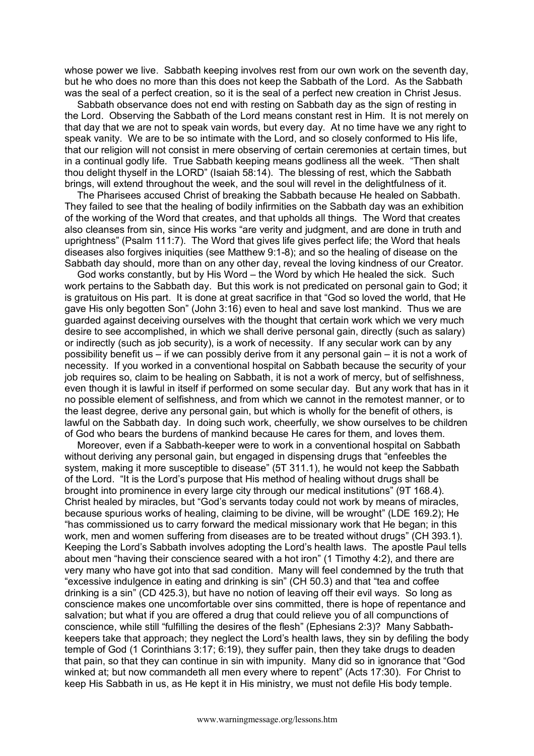whose power we live. Sabbath keeping involves rest from our own work on the seventh day, but he who does no more than this does not keep the Sabbath of the Lord. As the Sabbath was the seal of a perfect creation, so it is the seal of a perfect new creation in Christ Jesus.

Sabbath observance does not end with resting on Sabbath day as the sign of resting in the Lord. Observing the Sabbath of the Lord means constant rest in Him. It is not merely on that day that we are not to speak vain words, but every day. At no time have we any right to speak vanity. We are to be so intimate with the Lord, and so closely conformed to His life, that our religion will not consist in mere observing of certain ceremonies at certain times, but in a continual godly life. True Sabbath keeping means godliness all the week. "Then shalt thou delight thyself in the LORD" (Isaiah 58:14). The blessing of rest, which the Sabbath brings, will extend throughout the week, and the soul will revel in the delightfulness of it.

The Pharisees accused Christ of breaking the Sabbath because He healed on Sabbath. They failed to see that the healing of bodily infirmities on the Sabbath day was an exhibition of the working of the Word that creates, and that upholds all things. The Word that creates also cleanses from sin, since His works "are verity and judgment, and are done in truth and uprightness" (Psalm 111:7). The Word that gives life gives perfect life; the Word that heals diseases also forgives iniquities (see Matthew 9:1-8); and so the healing of disease on the Sabbath day should, more than on any other day, reveal the loving kindness of our Creator.

God works constantly, but by His Word – the Word by which He healed the sick. Such work pertains to the Sabbath day. But this work is not predicated on personal gain to God; it is gratuitous on His part. It is done at great sacrifice in that "God so loved the world, that He gave His only begotten Son" (John 3:16) even to heal and save lost mankind. Thus we are guarded against deceiving ourselves with the thought that certain work which we very much desire to see accomplished, in which we shall derive personal gain, directly (such as salary) or indirectly (such as job security), is a work of necessity. If any secular work can by any possibility benefit us – if we can possibly derive from it any personal gain – it is not a work of necessity. If you worked in a conventional hospital on Sabbath because the security of your job requires so, claim to be healing on Sabbath, it is not a work of mercy, but of selfishness, even though it is lawful in itself if performed on some secular day. But any work that has in it no possible element of selfishness, and from which we cannot in the remotest manner, or to the least degree, derive any personal gain, but which is wholly for the benefit of others, is lawful on the Sabbath day. In doing such work, cheerfully, we show ourselves to be children of God who bears the burdens of mankind because He cares for them, and loves them.

Moreover, even if a Sabbath-keeper were to work in a conventional hospital on Sabbath without deriving any personal gain, but engaged in dispensing drugs that "enfeebles the system, making it more susceptible to disease" (5T 311.1), he would not keep the Sabbath of the Lord. "It is the Lord's purpose that His method of healing without drugs shall be brought into prominence in every large city through our medical institutions" (9T 168.4). Christ healed by miracles, but "God's servants today could not work by means of miracles, because spurious works of healing, claiming to be divine, will be wrought" (LDE 169.2); He "has commissioned us to carry forward the medical missionary work that He began; in this work, men and women suffering from diseases are to be treated without drugs" (CH 393.1). Keeping the Lord's Sabbath involves adopting the Lord's health laws. The apostle Paul tells about men "having their conscience seared with a hot iron" (1 Timothy 4:2), and there are very many who have got into that sad condition. Many will feel condemned by the truth that "excessive indulgence in eating and drinking is sin" (CH 50.3) and that "tea and coffee drinking is a sin" (CD 425.3), but have no notion of leaving off their evil ways. So long as conscience makes one uncomfortable over sins committed, there is hope of repentance and salvation; but what if you are offered a drug that could relieve you of all compunctions of conscience, while still "fulfilling the desires of the flesh" (Ephesians 2:3)? Many Sabbath-keepers take that approach; they neglect the Lord's health laws, they sin by defiling the body temple of God (1 Corinthians 3:17; 6:19), they suffer pain, then they take drugs to deaden that pain, so that they can continue in sin with impunity. Many did so in ignorance that "God winked at; but now commandeth all men every where to repent" (Acts 17:30). For Christ to keep His Sabbath in us, as He kept it in His ministry, we must not defile His body temple.